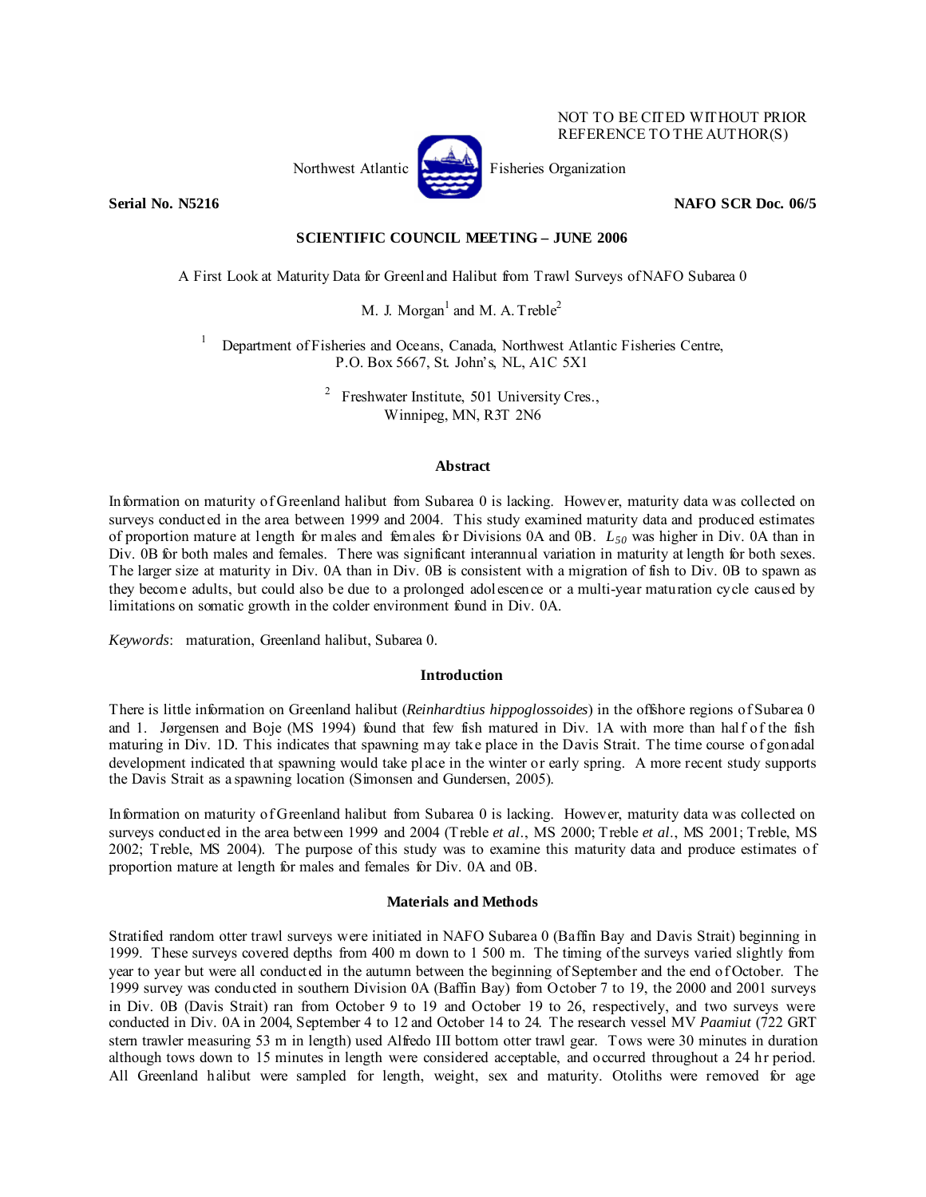NOT TO BE CITED WITHOUT PRIOR REFERENCE TO THE AUTHOR(S)

Northwest Atlantic Fisheries Organization

**Serial No. N5216** **NAFO SCR Doc. 06/5**

**SCIENTIFIC COUNCIL MEETING – JUNE 2006**

A First Look at Maturity Data for Greenland Halibut from Trawl Surveys of NAFO Subarea 0

M. J. Morgan[1] and M. A. Treble[2]

[1] Department of Fisheries and Oceans, Canada, Northwest Atlantic Fisheries Centre, P.O. Box 5667, St. John's, NL, A1C 5X1

[2] Freshwater Institute, 501 University Cres., Winnipeg, MN, R3T 2N6

## Abstract

Information on maturity of Greenland halibut from Subarea 0 is lacking. However, maturity data was collected on surveys conducted in the area between 1999 and 2004. This study examined maturity data and produced estimates of proportion mature at length for males and females for Divisions 0A and 0B. $L_{50}$ was higher in Div. 0A than in Div. 0B for both males and females. There was significant interannual variation in maturity at length for both sexes. The larger size at maturity in Div. 0A than in Div. 0B is consistent with a migration of fish to Div. 0B to spawn as they become adults, but could also be due to a prolonged adolescence or a multi-year maturation cycle caused by limitations on somatic growth in the colder environment found in Div. 0A.

*Keywords*: maturation, Greenland halibut, Subarea 0.

## Introduction

There is little information on Greenland halibut (*Reinhardtius hippoglossoides*) in the offshore regions of Subarea 0 and 1. Jørgensen and Boje (MS 1994) found that few fish matured in Div. 1A with more than half of the fish maturing in Div. 1D. This indicates that spawning may take place in the Davis Strait. The time course of gonadal development indicated that spawning would take place in the winter or early spring. A more recent study supports the Davis Strait as a spawning location (Simonsen and Gundersen, 2005).

Information on maturity of Greenland halibut from Subarea 0 is lacking. However, maturity data was collected on surveys conducted in the area between 1999 and 2004 (Treble *et al*., MS 2000; Treble *et al*., MS 2001; Treble, MS 2002; Treble, MS 2004). The purpose of this study was to examine this maturity data and produce estimates of proportion mature at length for males and females for Div. 0A and 0B.

## Materials and Methods

Stratified random otter trawl surveys were initiated in NAFO Subarea 0 (Baffin Bay and Davis Strait) beginning in 1999. These surveys covered depths from 400 m down to 1 500 m. The timing of the surveys varied slightly from year to year but were all conducted in the autumn between the beginning of September and the end of October. The 1999 survey was conducted in southern Division 0A (Baffin Bay) from October 7 to 19, the 2000 and 2001 surveys in Div. 0B (Davis Strait) ran from October 9 to 19 and October 19 to 26, respectively, and two surveys were conducted in Div. 0A in 2004, September 4 to 12 and October 14 to 24. The research vessel MV *Paamiut* (722 GRT stern trawler measuring 53 m in length) used Alfredo III bottom otter trawl gear. Tows were 30 minutes in duration although tows down to 15 minutes in length were considered acceptable, and occurred throughout a 24 hr period. All Greenland halibut were sampled for length, weight, sex and maturity. Otoliths were removed for age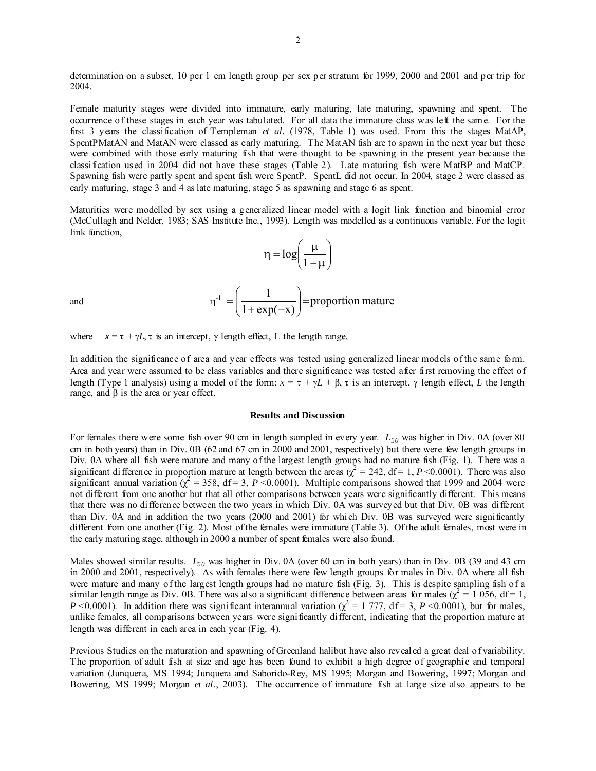determination on a subset, 10 per 1 cm length group per sex per stratum for 1999, 2000 and 2001 and per trip for 2004.

Female maturity stages were divided into immature, early maturing, late maturing, spawning and spent. The occurrence of these stages in each year was tabulated. For all data the immature class was left the same. For the first 3 years the classification of Templeman *et al.* (1978, Table 1) was used. From this the stages MatAP, SpentPMatAN and MatAN were classed as early maturing. The MatAN fish are to spawn in the next year but these were combined with those early maturing fish that were thought to be spawning in the present year because the classification used in 2004 did not have these stages (Table 2). Late maturing fish were MatBP and MatCP. Spawning fish were partly spent and spent fish were SpentP. SpentL did not occur. In 2004, stage 2 were classed as early maturing, stage 3 and 4 as late maturing, stage 5 as spawning and stage 6 as spent.

Maturities were modelled by sex using a generalized linear model with a logit link function and binomial error (McCullagh and Nelder, 1983; SAS Institute Inc., 1993). Length was modelled as a continuous variable. For the logit link function,

$$\eta = \log\left(\frac{\mu}{1-\mu}\right)$$

and

$$\eta^{-1} = \left(\frac{1}{1+\exp(-x)}\right) = \text{proportion mature}$$

where $x = \tau + \gamma L$, $\tau$ is an intercept, $\gamma$ length effect, L the length range.

In addition the significance of area and year effects was tested using generalized linear models of the same form. Area and year were assumed to be class variables and there significance was tested after first removing the effect of length (Type 1 analysis) using a model of the form: $x = \tau + \gamma L + \beta$, $\tau$ is an intercept, $\gamma$ length effect, $L$ the length range, and $\beta$ is the area or year effect.

### Results and Discussion

For females there were some fish over 90 cm in length sampled in every year. $L_{50}$ was higher in Div. 0A (over 80 cm in both years) than in Div. 0B (62 and 67 cm in 2000 and 2001, respectively) but there were few length groups in Div. 0A where all fish were mature and many of the largest length groups had no mature fish (Fig. 1). There was a significant difference in proportion mature at length between the areas ($\chi^2 = 242$, df = 1, $P < 0.0001$). There was also significant annual variation ($\chi^2 = 358$, df = 3, $P < 0.0001$). Multiple comparisons showed that 1999 and 2004 were not different from one another but that all other comparisons between years were significantly different. This means that there was no difference between the two years in which Div. 0A was surveyed but that Div. 0B was different than Div. 0A and in addition the two years (2000 and 2001) for which Div. 0B was surveyed were significantly different from one another (Fig. 2). Most of the females were immature (Table 3). Of the adult females, most were in the early maturing stage, although in 2000 a number of spent females were also found.

Males showed similar results. $L_{50}$ was higher in Div. 0A (over 60 cm in both years) than in Div. 0B (39 and 43 cm in 2000 and 2001, respectively). As with females there were few length groups for males in Div. 0A where all fish were mature and many of the largest length groups had no mature fish (Fig. 3). This is despite sampling fish of a similar length range as Div. 0B. There was also a significant difference between areas for males ($\chi^2 = 1\ 056$, df = 1, $P < 0.0001$). In addition there was significant interannual variation ($\chi^2 = 1\ 777$, df = 3, $P < 0.0001$), but for males, unlike females, all comparisons between years were significantly different, indicating that the proportion mature at length was different in each area in each year (Fig. 4).

Previous Studies on the maturation and spawning of Greenland halibut have also revealed a great deal of variability. The proportion of adult fish at size and age has been found to exhibit a high degree of geographic and temporal variation (Junquera, MS 1994; Junquera and Saborido-Rey, MS 1995; Morgan and Bowering, 1997; Morgan and Bowering, MS 1999; Morgan *et al*., 2003). The occurrence of immature fish at large size also appears to be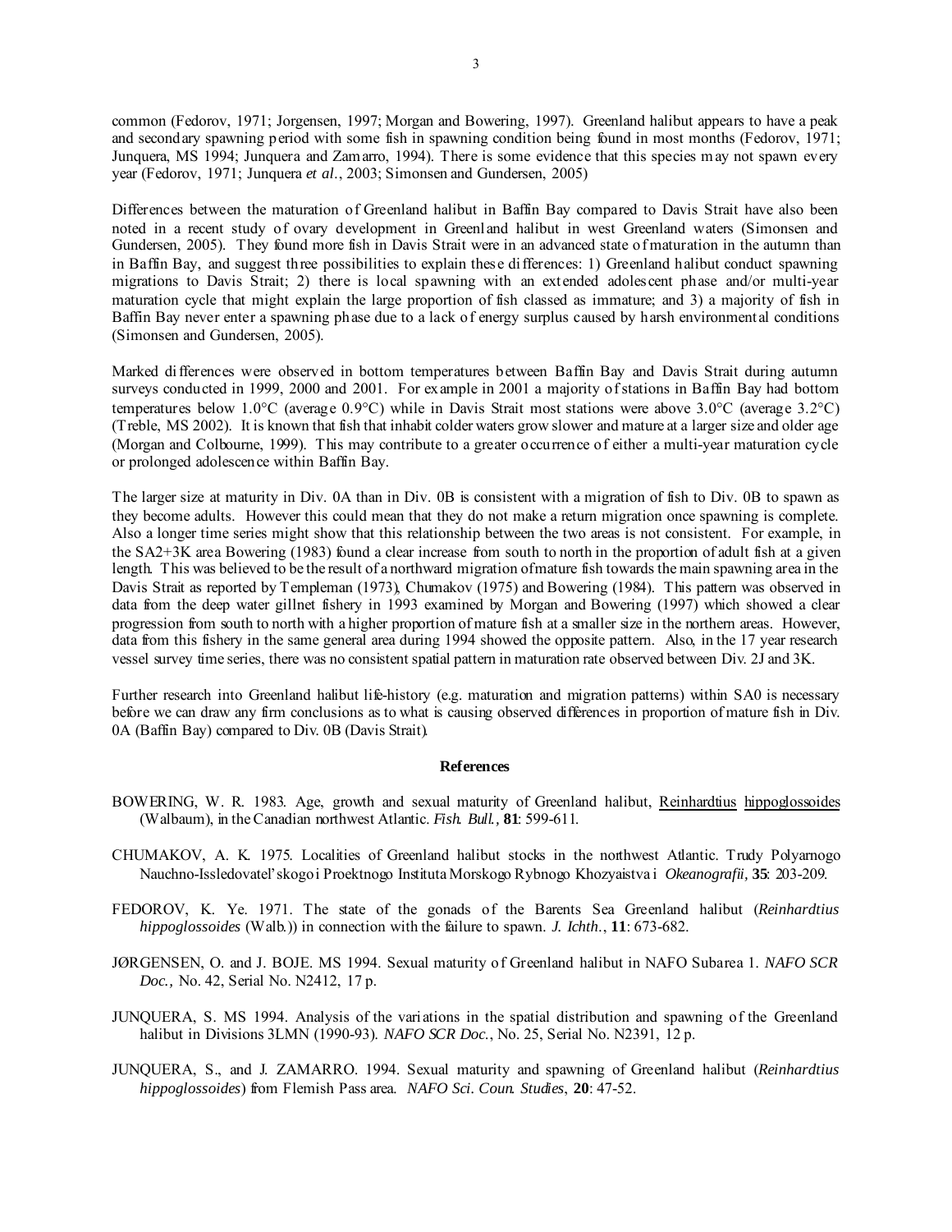common (Fedorov, 1971; Jorgensen, 1997; Morgan and Bowering, 1997). Greenland halibut appears to have a peak and secondary spawning period with some fish in spawning condition being found in most months (Fedorov, 1971; Junquera, MS 1994; Junquera and Zamarro, 1994). There is some evidence that this species may not spawn every year (Fedorov, 1971; Junquera *et al.*, 2003; Simonsen and Gundersen, 2005)

Differences between the maturation of Greenland halibut in Baffin Bay compared to Davis Strait have also been noted in a recent study of ovary development in Greenland halibut in west Greenland waters (Simonsen and Gundersen, 2005). They found more fish in Davis Strait were in an advanced state of maturation in the autumn than in Baffin Bay, and suggest three possibilities to explain these differences: 1) Greenland halibut conduct spawning migrations to Davis Strait; 2) there is local spawning with an extended adolescent phase and/or multi-year maturation cycle that might explain the large proportion of fish classed as immature; and 3) a majority of fish in Baffin Bay never enter a spawning phase due to a lack of energy surplus caused by harsh environmental conditions (Simonsen and Gundersen, 2005).

Marked differences were observed in bottom temperatures between Baffin Bay and Davis Strait during autumn surveys conducted in 1999, 2000 and 2001. For example in 2001 a majority of stations in Baffin Bay had bottom temperatures below 1.0°C (average 0.9°C) while in Davis Strait most stations were above 3.0°C (average 3.2°C) (Treble, MS 2002). It is known that fish that inhabit colder waters grow slower and mature at a larger size and older age (Morgan and Colbourne, 1999). This may contribute to a greater occurrence of either a multi-year maturation cycle or prolonged adolescence within Baffin Bay.

The larger size at maturity in Div. 0A than in Div. 0B is consistent with a migration of fish to Div. 0B to spawn as they become adults. However this could mean that they do not make a return migration once spawning is complete. Also a longer time series might show that this relationship between the two areas is not consistent. For example, in the SA2+3K area Bowering (1983) found a clear increase from south to north in the proportion of adult fish at a given length. This was believed to be the result of a northward migration of mature fish towards the main spawning area in the Davis Strait as reported by Templeman (1973), Chumakov (1975) and Bowering (1984). This pattern was observed in data from the deep water gillnet fishery in 1993 examined by Morgan and Bowering (1997) which showed a clear progression from south to north with a higher proportion of mature fish at a smaller size in the northern areas. However, data from this fishery in the same general area during 1994 showed the opposite pattern. Also, in the 17 year research vessel survey time series, there was no consistent spatial pattern in maturation rate observed between Div. 2J and 3K.

Further research into Greenland halibut life-history (e.g. maturation and migration patterns) within SA0 is necessary before we can draw any firm conclusions as to what is causing observed differences in proportion of mature fish in Div. 0A (Baffin Bay) compared to Div. 0B (Davis Strait).

## References

BOWERING, W. R. 1983. Age, growth and sexual maturity of Greenland halibut, Reinhardtius hippoglossoides (Walbaum), in the Canadian northwest Atlantic. *Fish. Bull.*, **81**: 599-611.

CHUMAKOV, A. K. 1975. Localities of Greenland halibut stocks in the northwest Atlantic. Trudy Polyarnogo Nauchno-Issledovatel'skogo i Proektnogo Instituta Morskogo Rybnogo Khozyaistva i *Okeanografii*, **35**: 203-209.

FEDOROV, K. Ye. 1971. The state of the gonads of the Barents Sea Greenland halibut (*Reinhardtius hippoglossoides* (Walb.)) in connection with the failure to spawn. *J. Ichth.*, **11**: 673-682.

JØRGENSEN, O. and J. BOJE. MS 1994. Sexual maturity of Greenland halibut in NAFO Subarea 1. *NAFO SCR Doc.*, No. 42, Serial No. N2412, 17 p.

JUNQUERA, S. MS 1994. Analysis of the variations in the spatial distribution and spawning of the Greenland halibut in Divisions 3LMN (1990-93). *NAFO SCR Doc.*, No. 25, Serial No. N2391, 12 p.

JUNQUERA, S., and J. ZAMARRO. 1994. Sexual maturity and spawning of Greenland halibut (*Reinhardtius hippoglossoides*) from Flemish Pass area. *NAFO Sci. Coun. Studies*, **20**: 47-52.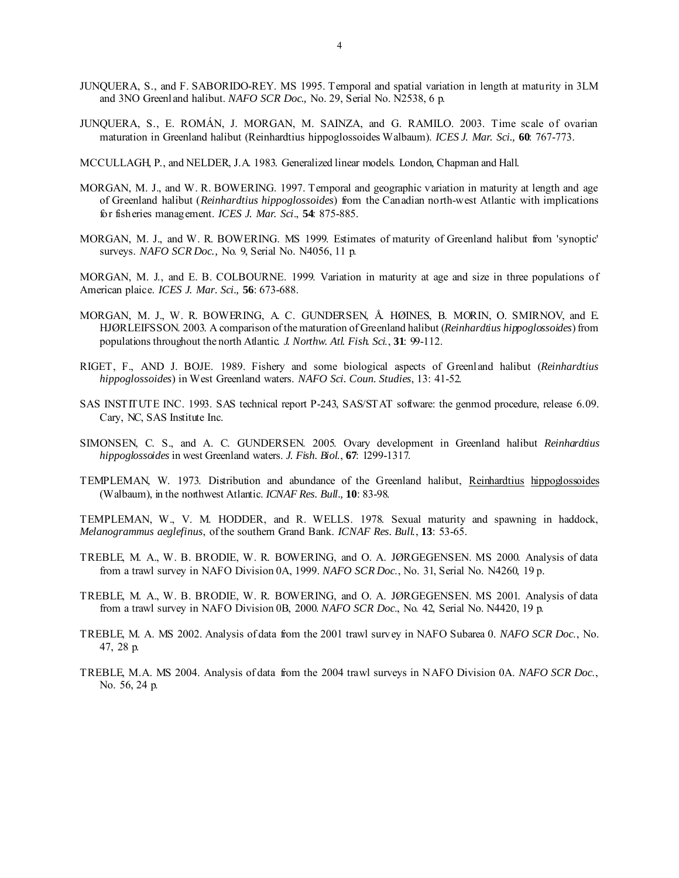JUNQUERA, S., and F. SABORIDO-REY. MS 1995. Temporal and spatial variation in length at maturity in 3LM and 3NO Greenland halibut. *NAFO SCR Doc.,* No. 29, Serial No. N2538, 6 p.

JUNQUERA, S., E. ROMÁN, J. MORGAN, M. SAINZA, and G. RAMILO. 2003. Time scale of ovarian maturation in Greenland halibut (Reinhardtius hippoglossoides Walbaum). *ICES J. Mar. Sci.,* **60**: 767-773.

MCCULLAGH, P., and NELDER, J.A. 1983. Generalized linear models. London, Chapman and Hall.

MORGAN, M. J., and W. R. BOWERING. 1997. Temporal and geographic variation in maturity at length and age of Greenland halibut (*Reinhardtius hippoglossoides*) from the Canadian north-west Atlantic with implications for fisheries management. *ICES J. Mar. Sci*., **54**: 875-885.

MORGAN, M. J., and W. R. BOWERING. MS 1999. Estimates of maturity of Greenland halibut from 'synoptic' surveys. *NAFO SCR Doc.,* No. 9, Serial No. N4056, 11 p.

MORGAN, M. J., and E. B. COLBOURNE. 1999. Variation in maturity at age and size in three populations of American plaice. *ICES J. Mar. Sci.,* **56**: 673-688.

MORGAN, M. J., W. R. BOWERING, A. C. GUNDERSEN, Å. HØINES, B. MORIN, O. SMIRNOV, and E. HJØRLEIFSSON. 2003. A comparison of the maturation of Greenland halibut (*Reinhardtius hippoglossoides*) from populations throughout the north Atlantic. *J. Northw. Atl. Fish. Sci.*, **31**: 99-112.

RIGET, F., AND J. BOJE. 1989. Fishery and some biological aspects of Greenland halibut (*Reinhardtius hippoglossoides*) in West Greenland waters. *NAFO Sci. Coun. Studies*, 13: 41-52.

SAS INSTITUTE INC. 1993. SAS technical report P-243, SAS/STAT software: the genmod procedure, release 6.09. Cary, NC, SAS Institute Inc.

SIMONSEN, C. S., and A. C. GUNDERSEN. 2005. Ovary development in Greenland halibut *Reinhardtius hippoglossoides* in west Greenland waters. *J. Fish. Biol.*, **67**: 1299-1317.

TEMPLEMAN, W. 1973. Distribution and abundance of the Greenland halibut, Reinhardtius hippoglossoides (Walbaum), in the northwest Atlantic. *ICNAF Res. Bull.,* **10**: 83-98.

TEMPLEMAN, W., V. M. HODDER, and R. WELLS. 1978. Sexual maturity and spawning in haddock, *Melanogrammus aeglefinus*, of the southern Grand Bank. *ICNAF Res. Bull.*, **13**: 53-65.

TREBLE, M. A., W. B. BRODIE, W. R. BOWERING, and O. A. JØRGEGENSEN. MS 2000. Analysis of data from a trawl survey in NAFO Division 0A, 1999. *NAFO SCR Doc.*, No. 31, Serial No. N4260, 19 p.

TREBLE, M. A., W. B. BRODIE, W. R. BOWERING, and O. A. JØRGEGENSEN. MS 2001. Analysis of data from a trawl survey in NAFO Division 0B, 2000. *NAFO SCR Doc*., No. 42, Serial No. N4420, 19 p.

TREBLE, M. A. MS 2002. Analysis of data from the 2001 trawl survey in NAFO Subarea 0. *NAFO SCR Doc.*, No. 47, 28 p.

TREBLE, M.A. MS 2004. Analysis of data from the 2004 trawl surveys in NAFO Division 0A. *NAFO SCR Doc.*, No. 56, 24 p.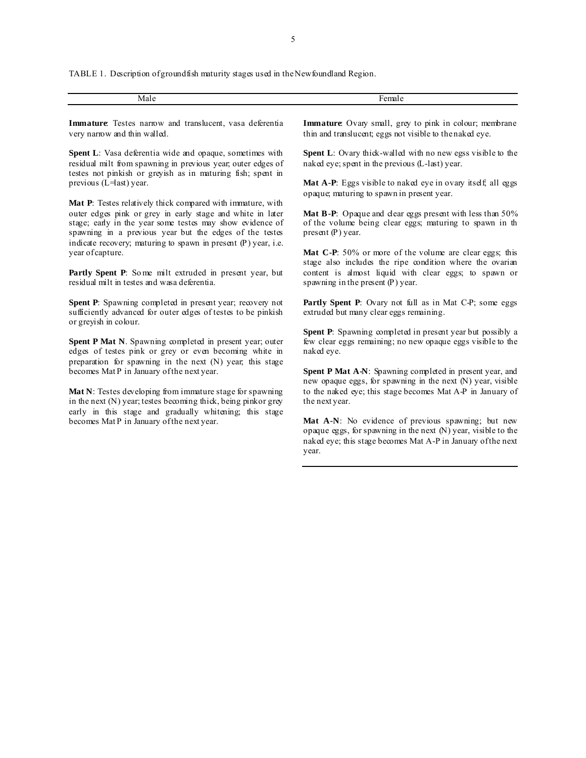TABLE 1. Description of groundfish maturity stages used in the Newfoundland Region.

| Male | Female |
| --- | --- |
| **Immature**: Testes narrow and translucent, vasa deferentia very narrow and thin walled. | **Immature**: Ovary small, grey to pink in colour; membrane thin and translucent; eggs not visible to the naked eye. |
| **Spent L**: Vasa deferentia wide and opaque, sometimes with residual milt from spawning in previous year; outer edges of testes not pinkish or greyish as in maturing fish; spent in previous (L=last) year. | **Spent L**: Ovary thick-walled with no new egss visible to the naked eye; spent in the previous (L-last) year. |
| **Mat P**: Testes relatively thick compared with immature, with outer edges pink or grey in early stage and white in later stage; early in the year some testes may show evidence of spawning in a previous year but the edges of the testes indicate recovery; maturing to spawn in present (P) year, i.e. year of capture. | **Mat A-P**: Eggs visible to naked eye in ovary itself; all eggs opaque; maturing to spawn in present year. |
| **Partly Spent P**: Some milt extruded in present year, but residual milt in testes and wasa deferentia. | **Mat B-P**: Opaque and clear eggs present with less than 50% of the volume being clear eggs; maturing to spawn in th present (P) year. |
| **Spent P**: Spawning completed in present year; recovery not sufficiently advanced for outer edges of testes to be pinkish or greyish in colour. | **Mat C-P**: 50% or more of the volume are clear eggs; this stage also includes the ripe condition where the ovarian content is almost liquid with clear eggs; to spawn or spawning in the present (P) year. |
| **Spent P Mat N**. Spawning completed in present year; outer edges of testes pink or grey or even becoming white in preparation for spawning in the next (N) year; this stage becomes Mat P in January of the next year. | **Partly Spent P**: Ovary not full as in Mat C-P; some eggs extruded but many clear eggs remaining. |
| **Mat N**: Testes developing from immature stage for spawning in the next (N) year; testes becoming thick, being pink or grey early in this stage and gradually whitening; this stage becomes Mat P in January of the next year. | **Spent P**: Spawning completed in present year but possibly a few clear eggs remaining; no new opaque eggs visible to the naked eye. |
| | **Spent P Mat A-N**: Spawning completed in present year, and new opaque eggs, for spawning in the next (N) year, visible to the naked eye; this stage becomes Mat A-P in January of the next year. |
| | **Mat A-N**: No evidence of previous spawning; but new opaque eggs, for spawning in the next (N) year, visible to the naked eye; this stage becomes Mat A-P in January of the next year. |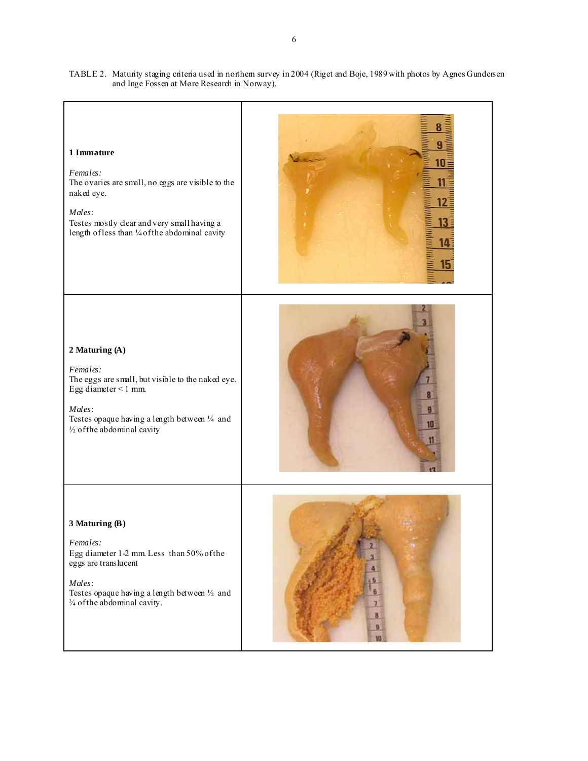TABLE 2. Maturity staging criteria used in northern survey in 2004 (Riget and Boje, 1989 with photos by Agnes Gundersen and Inge Fossen at Møre Research in Norway).

| Stage | Photo |
|---|---|
| **1 Immature**<br><br>*Females:*<br>The ovaries are small, no eggs are visible to the naked eye.<br><br>*Males:*<br>Testes mostly clear and very small having a length of less than ¼ of the abdominal cavity | |
| **2 Maturing (A)**<br><br>*Females:*<br>The eggs are small, but visible to the naked eye. Egg diameter < 1 mm.<br><br>*Males:*<br>Testes opaque having a length between ¼ and ½ of the abdominal cavity | |
| **3 Maturing (B)**<br><br>*Females:*<br>Egg diameter 1-2 mm. Less than 50% of the eggs are translucent<br><br>*Males:*<br>Testes opaque having a length between ½ and ¾ of the abdominal cavity. | |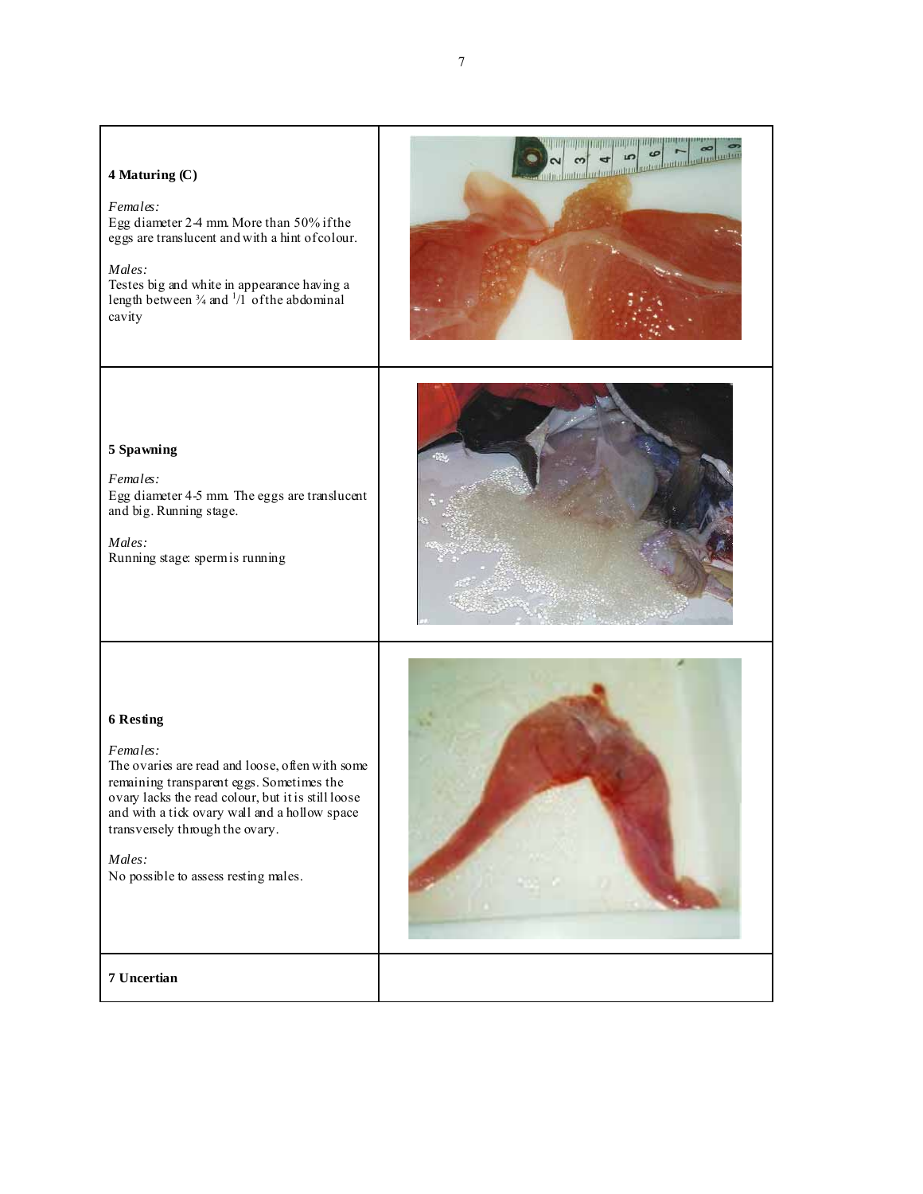| | |
|---|---|
| **4 Maturing (C)**<br><br>*Females:*<br>Egg diameter 2-4 mm. More than 50% if the eggs are translucent and with a hint of colour.<br><br>*Males:*<br>Testes big and white in appearance having a length between ¾ and $^{1}/1$ of the abdominal cavity | |
| **5 Spawning**<br><br>*Females:*<br>Egg diameter 4-5 mm. The eggs are translucent and big. Running stage.<br><br>*Males:*<br>Running stage: sperm is running | |
| **6 Resting**<br><br>*Females:*<br>The ovaries are read and loose, often with some remaining transparent eggs. Sometimes the ovary lacks the read colour, but it is still loose and with a tick ovary wall and a hollow space transversely through the ovary.<br><br>*Males:*<br>No possible to assess resting males. | |
| **7 Uncertian** | |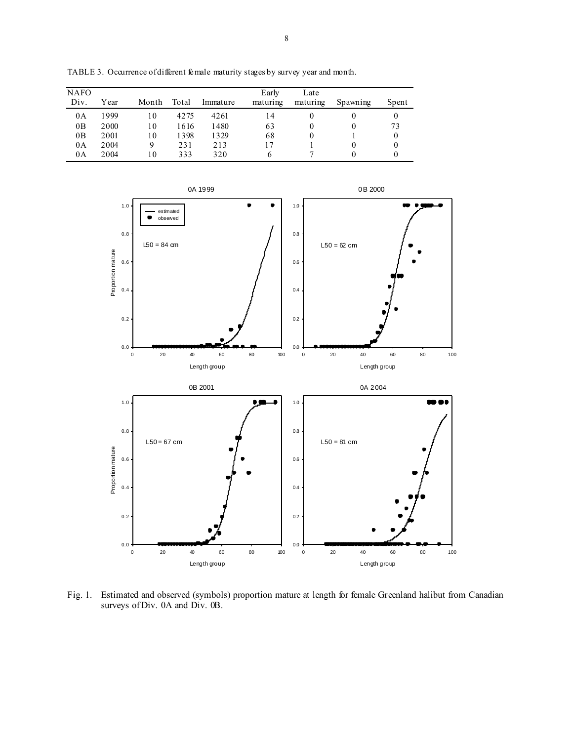TABLE 3. Occurrence of different female maturity stages by survey year and month.

| NAFO Div. | Year | Month | Total | Immature | Early maturing | Late maturing | Spawning | Spent |
|---|---|---|---|---|---|---|---|---|
| 0A | 1999 | 10 | 4275 | 4261 | 14 | 0 | 0 | 0 |
| 0B | 2000 | 10 | 1616 | 1480 | 63 | 0 | 0 | 73 |
| 0B | 2001 | 10 | 1398 | 1329 | 68 | 0 | 1 | 0 |
| 0A | 2004 | 9 | 231 | 213 | 17 | 1 | 0 | 0 |
| 0A | 2004 | 10 | 333 | 320 | 6 | 7 | 0 | 0 |

Fig. 1. Estimated and observed (symbols) proportion mature at length for female Greenland halibut from Canadian surveys of Div. 0A and Div. 0B.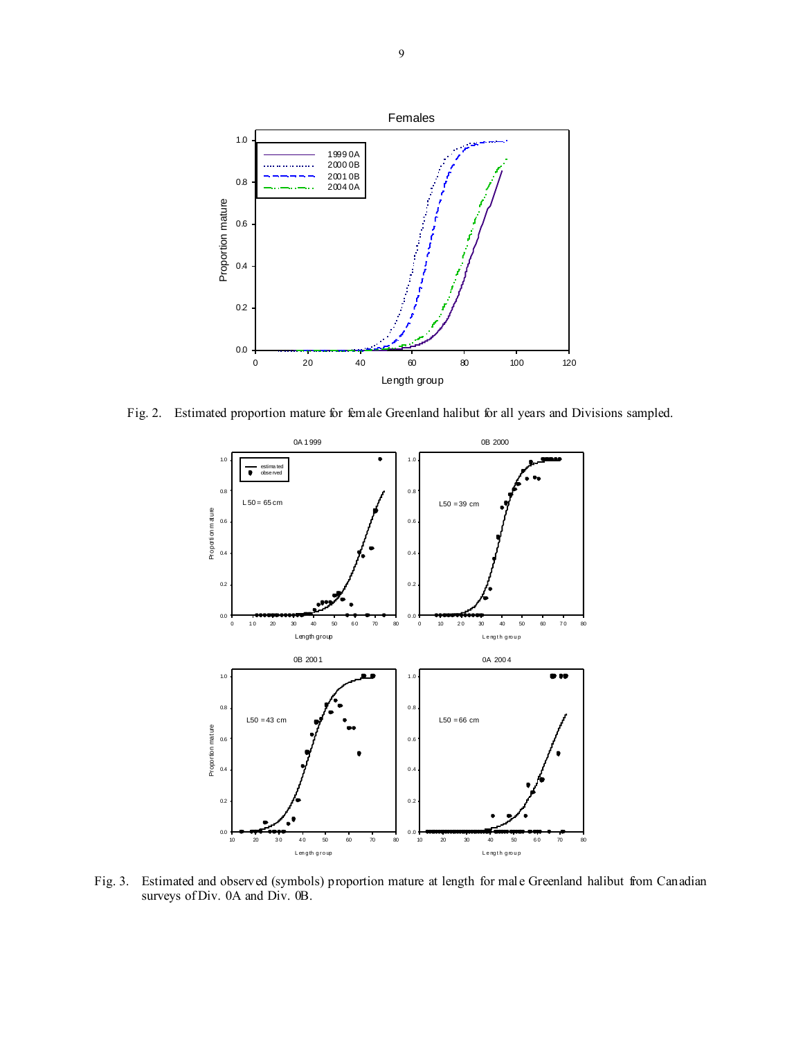Fig. 2. Estimated proportion mature for female Greenland halibut for all years and Divisions sampled.

Fig. 3. Estimated and observed (symbols) proportion mature at length for male Greenland halibut from Canadian surveys of Div. 0A and Div. 0B.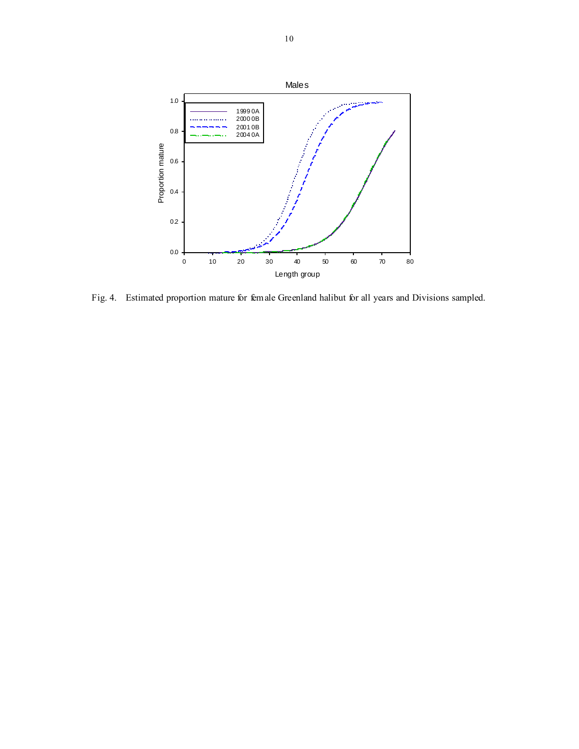Males

1.0
0.8
0.6
0.4
0.2
0.0

Proportion mature

1999 0A
2000 0B
2001 0B
2004 0A

0 10 20 30 40 50 60 70 80

Length group

Fig. 4. Estimated proportion mature for female Greenland halibut for all years and Divisions sampled.